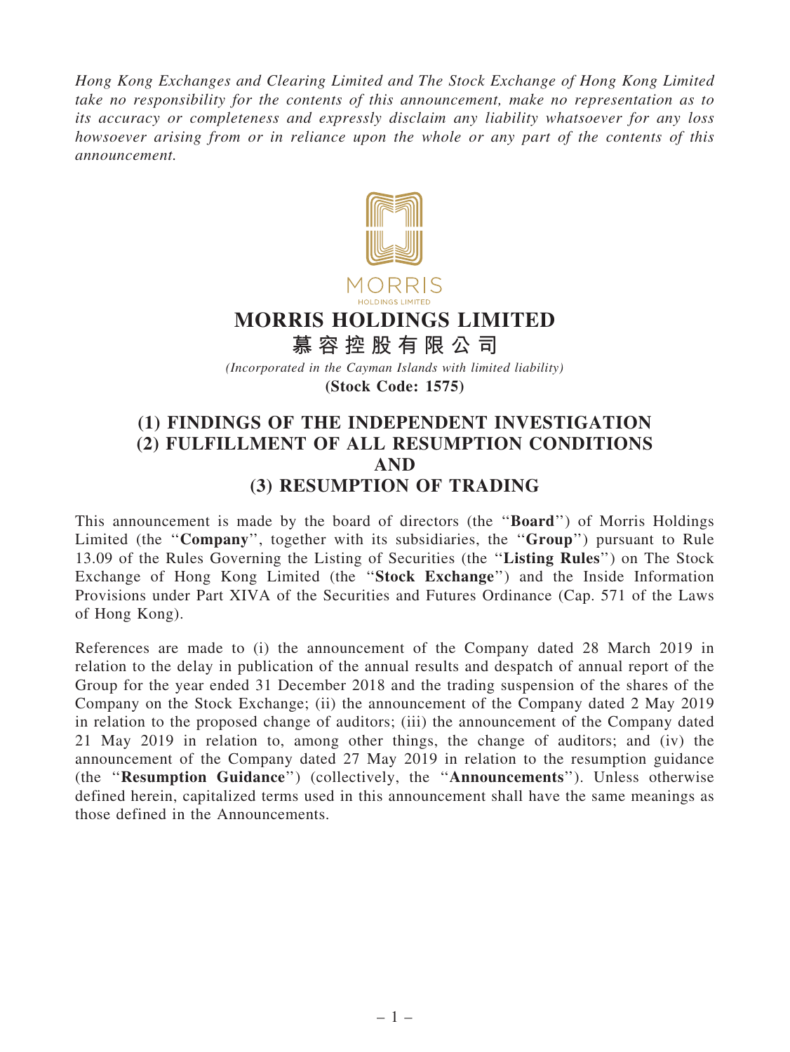*Hong Kong Exchanges and Clearing Limited and The Stock Exchange of Hong Kong Limited take no responsibility for the contents of this announcement, make no representation as to its accuracy or completeness and expressly disclaim any liability whatsoever for any loss howsoever arising from or in reliance upon the whole or any part of the contents of this announcement.*

MORRIS
HOLDINGS LIMITED

# MORRIS HOLDINGS LIMITED

# 慕容控股有限公司

*(Incorporated in the Cayman Islands with limited liability)*

**(Stock Code: 1575)**

## (1) FINDINGS OF THE INDEPENDENT INVESTIGATION
## (2) FULFILLMENT OF ALL RESUMPTION CONDITIONS
## AND
## (3) RESUMPTION OF TRADING

This announcement is made by the board of directors (the ''**Board**'') of Morris Holdings Limited (the ''**Company**'', together with its subsidiaries, the ''**Group**'') pursuant to Rule 13.09 of the Rules Governing the Listing of Securities (the ''**Listing Rules**'') on The Stock Exchange of Hong Kong Limited (the ''**Stock Exchange**'') and the Inside Information Provisions under Part XIVA of the Securities and Futures Ordinance (Cap. 571 of the Laws of Hong Kong).

References are made to (i) the announcement of the Company dated 28 March 2019 in relation to the delay in publication of the annual results and despatch of annual report of the Group for the year ended 31 December 2018 and the trading suspension of the shares of the Company on the Stock Exchange; (ii) the announcement of the Company dated 2 May 2019 in relation to the proposed change of auditors; (iii) the announcement of the Company dated 21 May 2019 in relation to, among other things, the change of auditors; and (iv) the announcement of the Company dated 27 May 2019 in relation to the resumption guidance (the ''**Resumption Guidance**'') (collectively, the ''**Announcements**''). Unless otherwise defined herein, capitalized terms used in this announcement shall have the same meanings as those defined in the Announcements.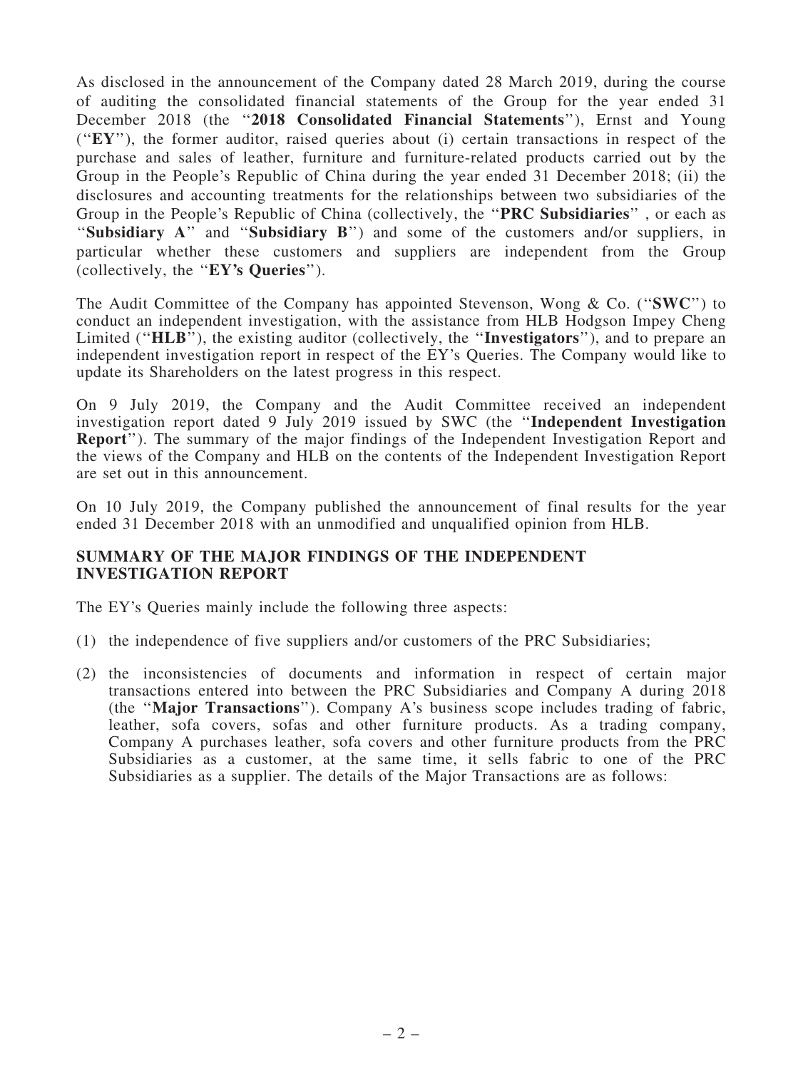As disclosed in the announcement of the Company dated 28 March 2019, during the course of auditing the consolidated financial statements of the Group for the year ended 31 December 2018 (the "**2018 Consolidated Financial Statements**"), Ernst and Young ("**EY**"), the former auditor, raised queries about (i) certain transactions in respect of the purchase and sales of leather, furniture and furniture-related products carried out by the Group in the People's Republic of China during the year ended 31 December 2018; (ii) the disclosures and accounting treatments for the relationships between two subsidiaries of the Group in the People's Republic of China (collectively, the "**PRC Subsidiaries**" , or each as "**Subsidiary A**" and "**Subsidiary B**") and some of the customers and/or suppliers, in particular whether these customers and suppliers are independent from the Group (collectively, the "**EY's Queries**").

The Audit Committee of the Company has appointed Stevenson, Wong & Co. ("**SWC**") to conduct an independent investigation, with the assistance from HLB Hodgson Impey Cheng Limited ("**HLB**"), the existing auditor (collectively, the "**Investigators**"), and to prepare an independent investigation report in respect of the EY's Queries. The Company would like to update its Shareholders on the latest progress in this respect.

On 9 July 2019, the Company and the Audit Committee received an independent investigation report dated 9 July 2019 issued by SWC (the "**Independent Investigation Report**"). The summary of the major findings of the Independent Investigation Report and the views of the Company and HLB on the contents of the Independent Investigation Report are set out in this announcement.

On 10 July 2019, the Company published the announcement of final results for the year ended 31 December 2018 with an unmodified and unqualified opinion from HLB.

## SUMMARY OF THE MAJOR FINDINGS OF THE INDEPENDENT INVESTIGATION REPORT

The EY's Queries mainly include the following three aspects:

(1) the independence of five suppliers and/or customers of the PRC Subsidiaries;

(2) the inconsistencies of documents and information in respect of certain major transactions entered into between the PRC Subsidiaries and Company A during 2018 (the "**Major Transactions**"). Company A's business scope includes trading of fabric, leather, sofa covers, sofas and other furniture products. As a trading company, Company A purchases leather, sofa covers and other furniture products from the PRC Subsidiaries as a customer, at the same time, it sells fabric to one of the PRC Subsidiaries as a supplier. The details of the Major Transactions are as follows: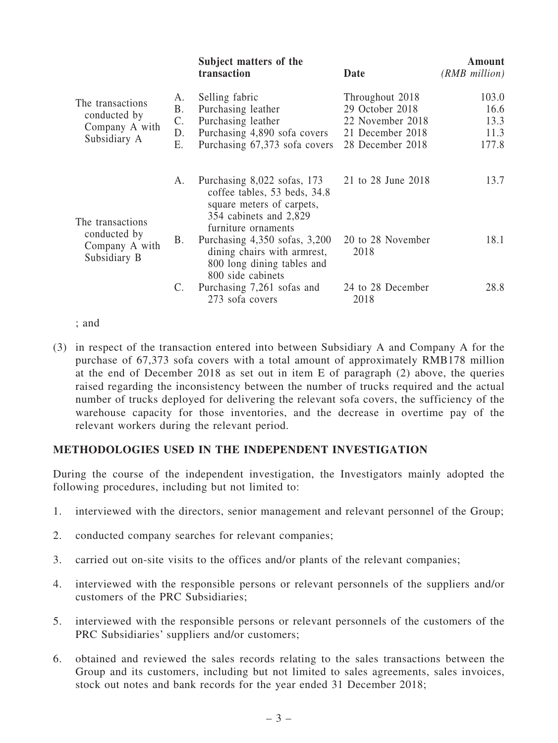| | | Subject matters of the transaction | Date | Amount *(RMB million)* |
|---|---|---|---|---|
| The transactions conducted by Company A with Subsidiary A | A. | Selling fabric | Throughout 2018 | 103.0 |
| | B. | Purchasing leather | 29 October 2018 | 16.6 |
| | C. | Purchasing leather | 22 November 2018 | 13.3 |
| | D. | Purchasing 4,890 sofa covers | 21 December 2018 | 11.3 |
| | E. | Purchasing 67,373 sofa covers | 28 December 2018 | 177.8 |
| The transactions conducted by Company A with Subsidiary B | A. | Purchasing 8,022 sofas, 173 coffee tables, 53 beds, 34.8 square meters of carpets, 354 cabinets and 2,829 furniture ornaments | 21 to 28 June 2018 | 13.7 |
| | B. | Purchasing 4,350 sofas, 3,200 dining chairs with armrest, 800 long dining tables and 800 side cabinets | 20 to 28 November 2018 | 18.1 |
| | C. | Purchasing 7,261 sofas and 273 sofa covers | 24 to 28 December 2018 | 28.8 |

; and

(3) in respect of the transaction entered into between Subsidiary A and Company A for the purchase of 67,373 sofa covers with a total amount of approximately RMB178 million at the end of December 2018 as set out in item E of paragraph (2) above, the queries raised regarding the inconsistency between the number of trucks required and the actual number of trucks deployed for delivering the relevant sofa covers, the sufficiency of the warehouse capacity for those inventories, and the decrease in overtime pay of the relevant workers during the relevant period.

## METHODOLOGIES USED IN THE INDEPENDENT INVESTIGATION

During the course of the independent investigation, the Investigators mainly adopted the following procedures, including but not limited to:

1. interviewed with the directors, senior management and relevant personnel of the Group;
2. conducted company searches for relevant companies;
3. carried out on-site visits to the offices and/or plants of the relevant companies;
4. interviewed with the responsible persons or relevant personnels of the suppliers and/or customers of the PRC Subsidiaries;
5. interviewed with the responsible persons or relevant personnels of the customers of the PRC Subsidiaries' suppliers and/or customers;
6. obtained and reviewed the sales records relating to the sales transactions between the Group and its customers, including but not limited to sales agreements, sales invoices, stock out notes and bank records for the year ended 31 December 2018;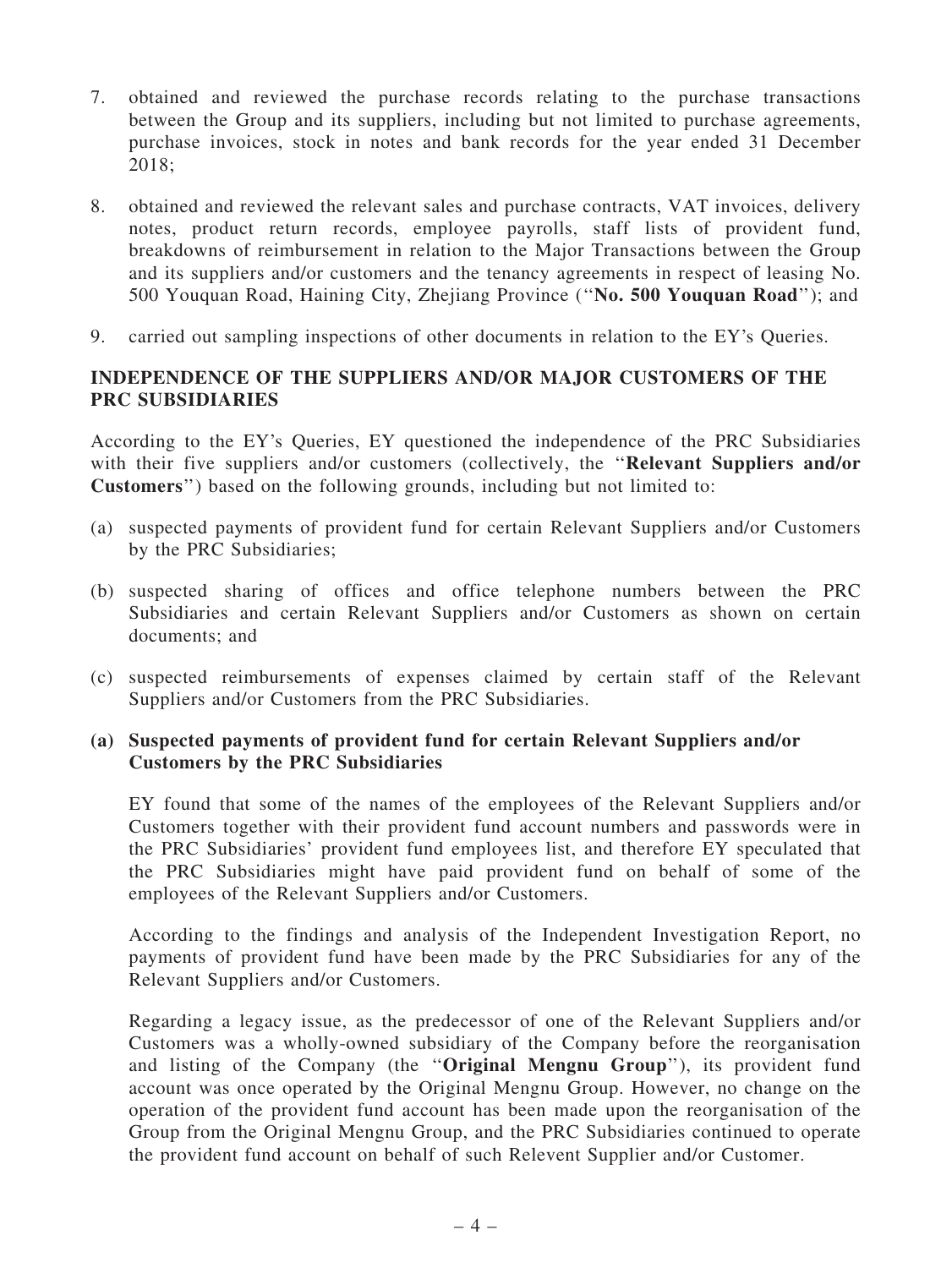7. obtained and reviewed the purchase records relating to the purchase transactions between the Group and its suppliers, including but not limited to purchase agreements, purchase invoices, stock in notes and bank records for the year ended 31 December 2018;

8. obtained and reviewed the relevant sales and purchase contracts, VAT invoices, delivery notes, product return records, employee payrolls, staff lists of provident fund, breakdowns of reimbursement in relation to the Major Transactions between the Group and its suppliers and/or customers and the tenancy agreements in respect of leasing No. 500 Youquan Road, Haining City, Zhejiang Province (''**No. 500 Youquan Road**''); and

9. carried out sampling inspections of other documents in relation to the EY's Queries.

## INDEPENDENCE OF THE SUPPLIERS AND/OR MAJOR CUSTOMERS OF THE PRC SUBSIDIARIES

According to the EY's Queries, EY questioned the independence of the PRC Subsidiaries with their five suppliers and/or customers (collectively, the ''**Relevant Suppliers and/or Customers**'') based on the following grounds, including but not limited to:

(a) suspected payments of provident fund for certain Relevant Suppliers and/or Customers by the PRC Subsidiaries;

(b) suspected sharing of offices and office telephone numbers between the PRC Subsidiaries and certain Relevant Suppliers and/or Customers as shown on certain documents; and

(c) suspected reimbursements of expenses claimed by certain staff of the Relevant Suppliers and/or Customers from the PRC Subsidiaries.

### (a) Suspected payments of provident fund for certain Relevant Suppliers and/or Customers by the PRC Subsidiaries

EY found that some of the names of the employees of the Relevant Suppliers and/or Customers together with their provident fund account numbers and passwords were in the PRC Subsidiaries' provident fund employees list, and therefore EY speculated that the PRC Subsidiaries might have paid provident fund on behalf of some of the employees of the Relevant Suppliers and/or Customers.

According to the findings and analysis of the Independent Investigation Report, no payments of provident fund have been made by the PRC Subsidiaries for any of the Relevant Suppliers and/or Customers.

Regarding a legacy issue, as the predecessor of one of the Relevant Suppliers and/or Customers was a wholly-owned subsidiary of the Company before the reorganisation and listing of the Company (the ''**Original Mengnu Group**''), its provident fund account was once operated by the Original Mengnu Group. However, no change on the operation of the provident fund account has been made upon the reorganisation of the Group from the Original Mengnu Group, and the PRC Subsidiaries continued to operate the provident fund account on behalf of such Relevent Supplier and/or Customer.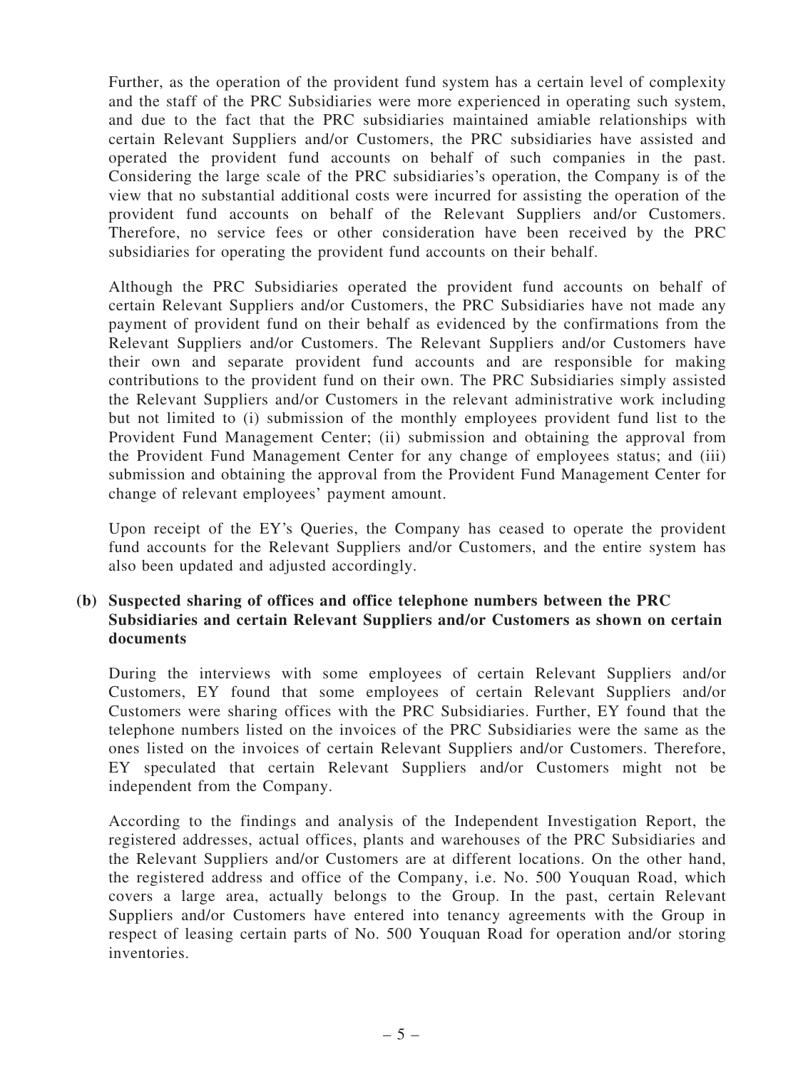Further, as the operation of the provident fund system has a certain level of complexity and the staff of the PRC Subsidiaries were more experienced in operating such system, and due to the fact that the PRC subsidiaries maintained amiable relationships with certain Relevant Suppliers and/or Customers, the PRC subsidiaries have assisted and operated the provident fund accounts on behalf of such companies in the past. Considering the large scale of the PRC subsidiaries's operation, the Company is of the view that no substantial additional costs were incurred for assisting the operation of the provident fund accounts on behalf of the Relevant Suppliers and/or Customers. Therefore, no service fees or other consideration have been received by the PRC subsidiaries for operating the provident fund accounts on their behalf.

Although the PRC Subsidiaries operated the provident fund accounts on behalf of certain Relevant Suppliers and/or Customers, the PRC Subsidiaries have not made any payment of provident fund on their behalf as evidenced by the confirmations from the Relevant Suppliers and/or Customers. The Relevant Suppliers and/or Customers have their own and separate provident fund accounts and are responsible for making contributions to the provident fund on their own. The PRC Subsidiaries simply assisted the Relevant Suppliers and/or Customers in the relevant administrative work including but not limited to (i) submission of the monthly employees provident fund list to the Provident Fund Management Center; (ii) submission and obtaining the approval from the Provident Fund Management Center for any change of employees status; and (iii) submission and obtaining the approval from the Provident Fund Management Center for change of relevant employees' payment amount.

Upon receipt of the EY's Queries, the Company has ceased to operate the provident fund accounts for the Relevant Suppliers and/or Customers, and the entire system has also been updated and adjusted accordingly.

**(b) Suspected sharing of offices and office telephone numbers between the PRC Subsidiaries and certain Relevant Suppliers and/or Customers as shown on certain documents**

During the interviews with some employees of certain Relevant Suppliers and/or Customers, EY found that some employees of certain Relevant Suppliers and/or Customers were sharing offices with the PRC Subsidiaries. Further, EY found that the telephone numbers listed on the invoices of the PRC Subsidiaries were the same as the ones listed on the invoices of certain Relevant Suppliers and/or Customers. Therefore, EY speculated that certain Relevant Suppliers and/or Customers might not be independent from the Company.

According to the findings and analysis of the Independent Investigation Report, the registered addresses, actual offices, plants and warehouses of the PRC Subsidiaries and the Relevant Suppliers and/or Customers are at different locations. On the other hand, the registered address and office of the Company, i.e. No. 500 Youquan Road, which covers a large area, actually belongs to the Group. In the past, certain Relevant Suppliers and/or Customers have entered into tenancy agreements with the Group in respect of leasing certain parts of No. 500 Youquan Road for operation and/or storing inventories.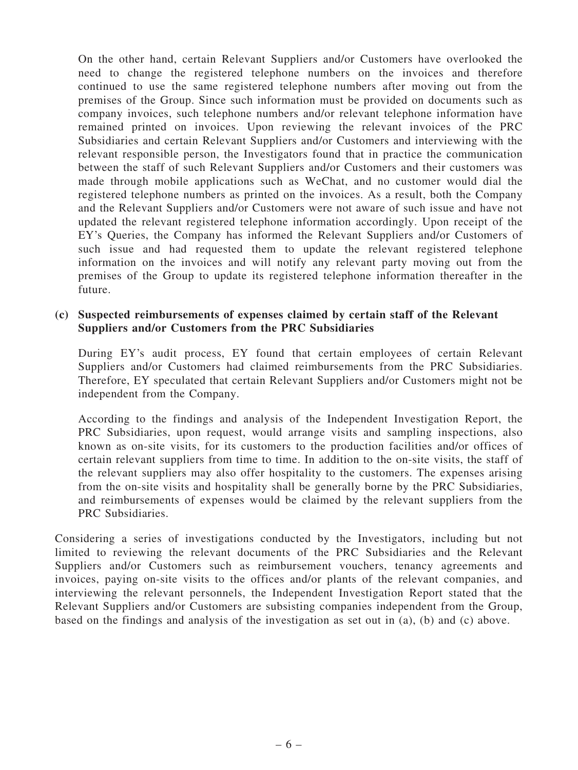On the other hand, certain Relevant Suppliers and/or Customers have overlooked the need to change the registered telephone numbers on the invoices and therefore continued to use the same registered telephone numbers after moving out from the premises of the Group. Since such information must be provided on documents such as company invoices, such telephone numbers and/or relevant telephone information have remained printed on invoices. Upon reviewing the relevant invoices of the PRC Subsidiaries and certain Relevant Suppliers and/or Customers and interviewing with the relevant responsible person, the Investigators found that in practice the communication between the staff of such Relevant Suppliers and/or Customers and their customers was made through mobile applications such as WeChat, and no customer would dial the registered telephone numbers as printed on the invoices. As a result, both the Company and the Relevant Suppliers and/or Customers were not aware of such issue and have not updated the relevant registered telephone information accordingly. Upon receipt of the EY's Queries, the Company has informed the Relevant Suppliers and/or Customers of such issue and had requested them to update the relevant registered telephone information on the invoices and will notify any relevant party moving out from the premises of the Group to update its registered telephone information thereafter in the future.

**(c) Suspected reimbursements of expenses claimed by certain staff of the Relevant Suppliers and/or Customers from the PRC Subsidiaries**

During EY's audit process, EY found that certain employees of certain Relevant Suppliers and/or Customers had claimed reimbursements from the PRC Subsidiaries. Therefore, EY speculated that certain Relevant Suppliers and/or Customers might not be independent from the Company.

According to the findings and analysis of the Independent Investigation Report, the PRC Subsidiaries, upon request, would arrange visits and sampling inspections, also known as on-site visits, for its customers to the production facilities and/or offices of certain relevant suppliers from time to time. In addition to the on-site visits, the staff of the relevant suppliers may also offer hospitality to the customers. The expenses arising from the on-site visits and hospitality shall be generally borne by the PRC Subsidiaries, and reimbursements of expenses would be claimed by the relevant suppliers from the PRC Subsidiaries.

Considering a series of investigations conducted by the Investigators, including but not limited to reviewing the relevant documents of the PRC Subsidiaries and the Relevant Suppliers and/or Customers such as reimbursement vouchers, tenancy agreements and invoices, paying on-site visits to the offices and/or plants of the relevant companies, and interviewing the relevant personnels, the Independent Investigation Report stated that the Relevant Suppliers and/or Customers are subsisting companies independent from the Group, based on the findings and analysis of the investigation as set out in (a), (b) and (c) above.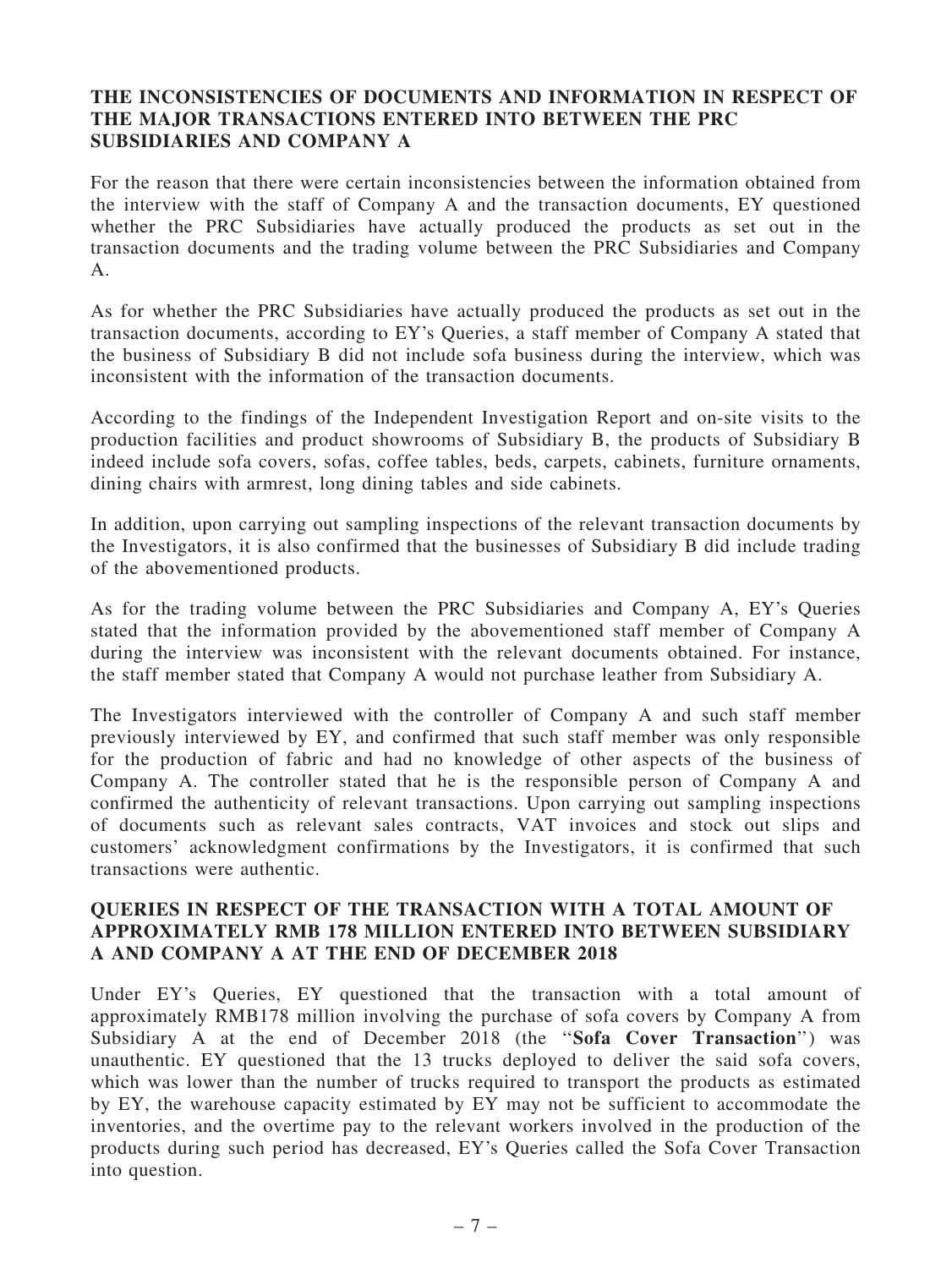## THE INCONSISTENCIES OF DOCUMENTS AND INFORMATION IN RESPECT OF THE MAJOR TRANSACTIONS ENTERED INTO BETWEEN THE PRC SUBSIDIARIES AND COMPANY A

For the reason that there were certain inconsistencies between the information obtained from the interview with the staff of Company A and the transaction documents, EY questioned whether the PRC Subsidiaries have actually produced the products as set out in the transaction documents and the trading volume between the PRC Subsidiaries and Company A.

As for whether the PRC Subsidiaries have actually produced the products as set out in the transaction documents, according to EY's Queries, a staff member of Company A stated that the business of Subsidiary B did not include sofa business during the interview, which was inconsistent with the information of the transaction documents.

According to the findings of the Independent Investigation Report and on-site visits to the production facilities and product showrooms of Subsidiary B, the products of Subsidiary B indeed include sofa covers, sofas, coffee tables, beds, carpets, cabinets, furniture ornaments, dining chairs with armrest, long dining tables and side cabinets.

In addition, upon carrying out sampling inspections of the relevant transaction documents by the Investigators, it is also confirmed that the businesses of Subsidiary B did include trading of the abovementioned products.

As for the trading volume between the PRC Subsidiaries and Company A, EY's Queries stated that the information provided by the abovementioned staff member of Company A during the interview was inconsistent with the relevant documents obtained. For instance, the staff member stated that Company A would not purchase leather from Subsidiary A.

The Investigators interviewed with the controller of Company A and such staff member previously interviewed by EY, and confirmed that such staff member was only responsible for the production of fabric and had no knowledge of other aspects of the business of Company A. The controller stated that he is the responsible person of Company A and confirmed the authenticity of relevant transactions. Upon carrying out sampling inspections of documents such as relevant sales contracts, VAT invoices and stock out slips and customers' acknowledgment confirmations by the Investigators, it is confirmed that such transactions were authentic.

## QUERIES IN RESPECT OF THE TRANSACTION WITH A TOTAL AMOUNT OF APPROXIMATELY RMB 178 MILLION ENTERED INTO BETWEEN SUBSIDIARY A AND COMPANY A AT THE END OF DECEMBER 2018

Under EY's Queries, EY questioned that the transaction with a total amount of approximately RMB178 million involving the purchase of sofa covers by Company A from Subsidiary A at the end of December 2018 (the "**Sofa Cover Transaction**") was unauthentic. EY questioned that the 13 trucks deployed to deliver the said sofa covers, which was lower than the number of trucks required to transport the products as estimated by EY, the warehouse capacity estimated by EY may not be sufficient to accommodate the inventories, and the overtime pay to the relevant workers involved in the production of the products during such period has decreased, EY's Queries called the Sofa Cover Transaction into question.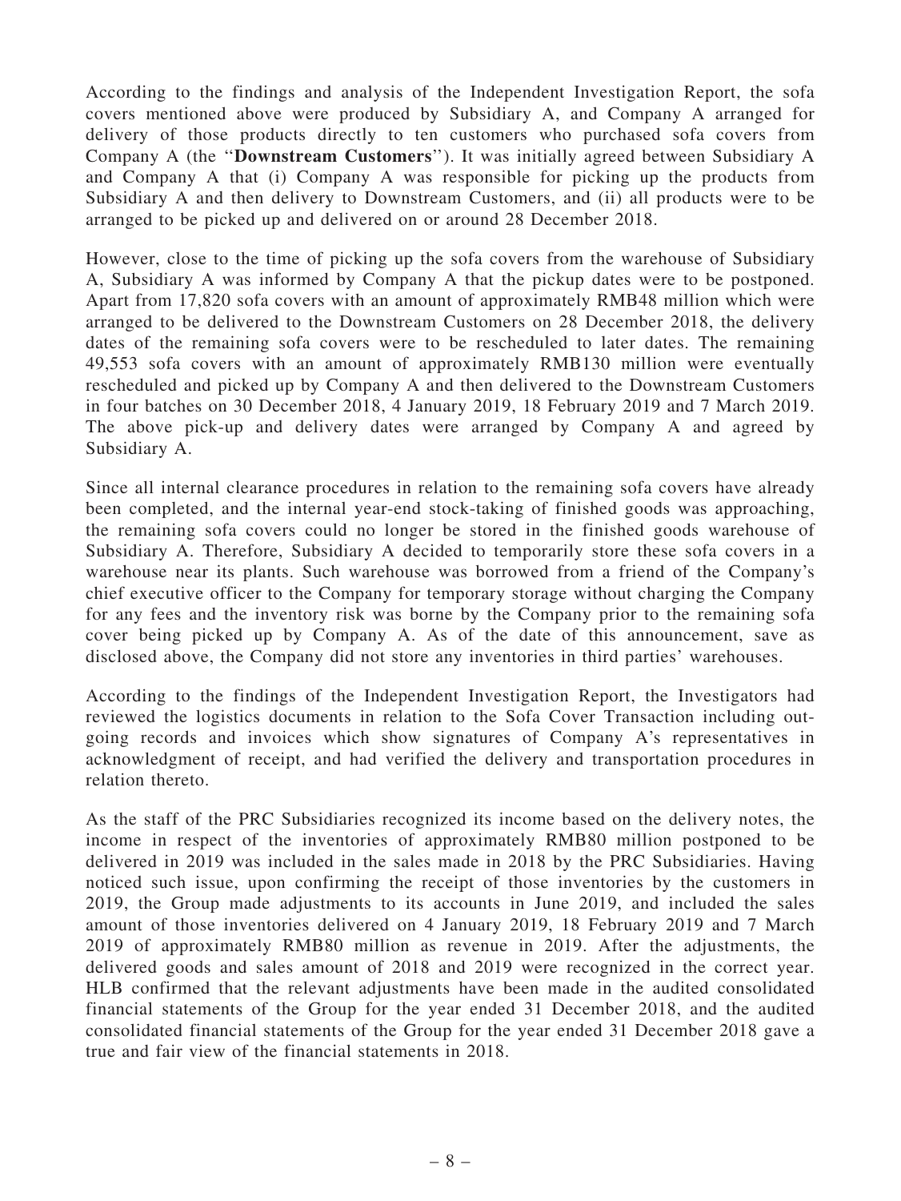According to the findings and analysis of the Independent Investigation Report, the sofa covers mentioned above were produced by Subsidiary A, and Company A arranged for delivery of those products directly to ten customers who purchased sofa covers from Company A (the "**Downstream Customers**"). It was initially agreed between Subsidiary A and Company A that (i) Company A was responsible for picking up the products from Subsidiary A and then delivery to Downstream Customers, and (ii) all products were to be arranged to be picked up and delivered on or around 28 December 2018.

However, close to the time of picking up the sofa covers from the warehouse of Subsidiary A, Subsidiary A was informed by Company A that the pickup dates were to be postponed. Apart from 17,820 sofa covers with an amount of approximately RMB48 million which were arranged to be delivered to the Downstream Customers on 28 December 2018, the delivery dates of the remaining sofa covers were to be rescheduled to later dates. The remaining 49,553 sofa covers with an amount of approximately RMB130 million were eventually rescheduled and picked up by Company A and then delivered to the Downstream Customers in four batches on 30 December 2018, 4 January 2019, 18 February 2019 and 7 March 2019. The above pick-up and delivery dates were arranged by Company A and agreed by Subsidiary A.

Since all internal clearance procedures in relation to the remaining sofa covers have already been completed, and the internal year-end stock-taking of finished goods was approaching, the remaining sofa covers could no longer be stored in the finished goods warehouse of Subsidiary A. Therefore, Subsidiary A decided to temporarily store these sofa covers in a warehouse near its plants. Such warehouse was borrowed from a friend of the Company's chief executive officer to the Company for temporary storage without charging the Company for any fees and the inventory risk was borne by the Company prior to the remaining sofa cover being picked up by Company A. As of the date of this announcement, save as disclosed above, the Company did not store any inventories in third parties' warehouses.

According to the findings of the Independent Investigation Report, the Investigators had reviewed the logistics documents in relation to the Sofa Cover Transaction including outgoing records and invoices which show signatures of Company A's representatives in acknowledgment of receipt, and had verified the delivery and transportation procedures in relation thereto.

As the staff of the PRC Subsidiaries recognized its income based on the delivery notes, the income in respect of the inventories of approximately RMB80 million postponed to be delivered in 2019 was included in the sales made in 2018 by the PRC Subsidiaries. Having noticed such issue, upon confirming the receipt of those inventories by the customers in 2019, the Group made adjustments to its accounts in June 2019, and included the sales amount of those inventories delivered on 4 January 2019, 18 February 2019 and 7 March 2019 of approximately RMB80 million as revenue in 2019. After the adjustments, the delivered goods and sales amount of 2018 and 2019 were recognized in the correct year. HLB confirmed that the relevant adjustments have been made in the audited consolidated financial statements of the Group for the year ended 31 December 2018, and the audited consolidated financial statements of the Group for the year ended 31 December 2018 gave a true and fair view of the financial statements in 2018.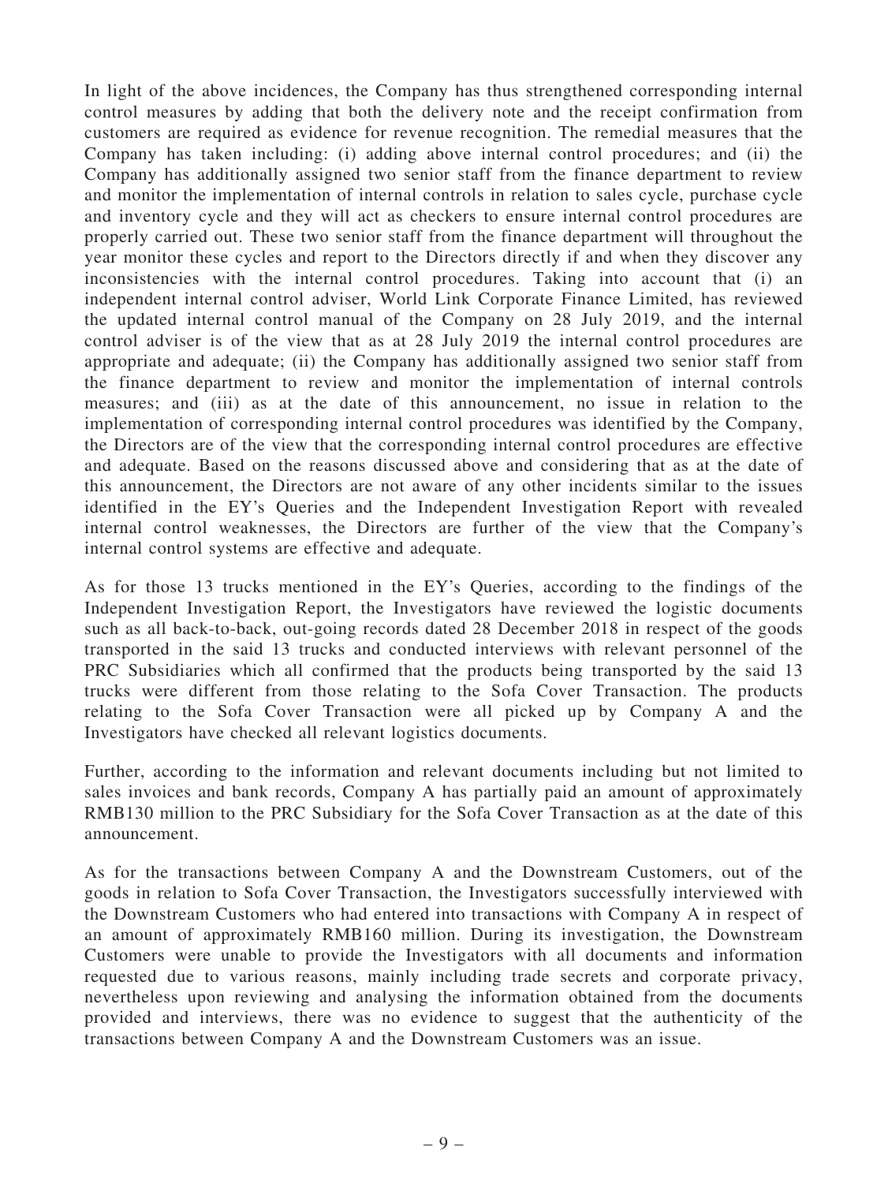In light of the above incidences, the Company has thus strengthened corresponding internal control measures by adding that both the delivery note and the receipt confirmation from customers are required as evidence for revenue recognition. The remedial measures that the Company has taken including: (i) adding above internal control procedures; and (ii) the Company has additionally assigned two senior staff from the finance department to review and monitor the implementation of internal controls in relation to sales cycle, purchase cycle and inventory cycle and they will act as checkers to ensure internal control procedures are properly carried out. These two senior staff from the finance department will throughout the year monitor these cycles and report to the Directors directly if and when they discover any inconsistencies with the internal control procedures. Taking into account that (i) an independent internal control adviser, World Link Corporate Finance Limited, has reviewed the updated internal control manual of the Company on 28 July 2019, and the internal control adviser is of the view that as at 28 July 2019 the internal control procedures are appropriate and adequate; (ii) the Company has additionally assigned two senior staff from the finance department to review and monitor the implementation of internal controls measures; and (iii) as at the date of this announcement, no issue in relation to the implementation of corresponding internal control procedures was identified by the Company, the Directors are of the view that the corresponding internal control procedures are effective and adequate. Based on the reasons discussed above and considering that as at the date of this announcement, the Directors are not aware of any other incidents similar to the issues identified in the EY's Queries and the Independent Investigation Report with revealed internal control weaknesses, the Directors are further of the view that the Company's internal control systems are effective and adequate.

As for those 13 trucks mentioned in the EY's Queries, according to the findings of the Independent Investigation Report, the Investigators have reviewed the logistic documents such as all back-to-back, out-going records dated 28 December 2018 in respect of the goods transported in the said 13 trucks and conducted interviews with relevant personnel of the PRC Subsidiaries which all confirmed that the products being transported by the said 13 trucks were different from those relating to the Sofa Cover Transaction. The products relating to the Sofa Cover Transaction were all picked up by Company A and the Investigators have checked all relevant logistics documents.

Further, according to the information and relevant documents including but not limited to sales invoices and bank records, Company A has partially paid an amount of approximately RMB130 million to the PRC Subsidiary for the Sofa Cover Transaction as at the date of this announcement.

As for the transactions between Company A and the Downstream Customers, out of the goods in relation to Sofa Cover Transaction, the Investigators successfully interviewed with the Downstream Customers who had entered into transactions with Company A in respect of an amount of approximately RMB160 million. During its investigation, the Downstream Customers were unable to provide the Investigators with all documents and information requested due to various reasons, mainly including trade secrets and corporate privacy, nevertheless upon reviewing and analysing the information obtained from the documents provided and interviews, there was no evidence to suggest that the authenticity of the transactions between Company A and the Downstream Customers was an issue.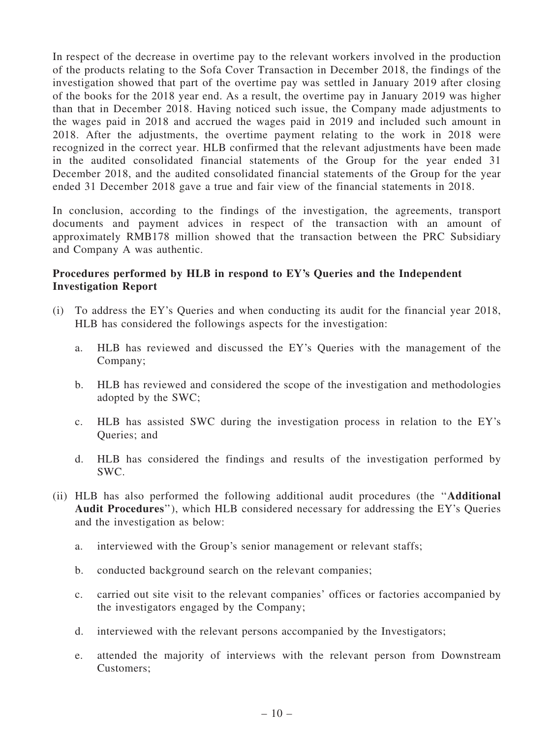In respect of the decrease in overtime pay to the relevant workers involved in the production of the products relating to the Sofa Cover Transaction in December 2018, the findings of the investigation showed that part of the overtime pay was settled in January 2019 after closing of the books for the 2018 year end. As a result, the overtime pay in January 2019 was higher than that in December 2018. Having noticed such issue, the Company made adjustments to the wages paid in 2018 and accrued the wages paid in 2019 and included such amount in 2018. After the adjustments, the overtime payment relating to the work in 2018 were recognized in the correct year. HLB confirmed that the relevant adjustments have been made in the audited consolidated financial statements of the Group for the year ended 31 December 2018, and the audited consolidated financial statements of the Group for the year ended 31 December 2018 gave a true and fair view of the financial statements in 2018.

In conclusion, according to the findings of the investigation, the agreements, transport documents and payment advices in respect of the transaction with an amount of approximately RMB178 million showed that the transaction between the PRC Subsidiary and Company A was authentic.

**Procedures performed by HLB in respond to EY's Queries and the Independent Investigation Report**

(i) To address the EY's Queries and when conducting its audit for the financial year 2018, HLB has considered the followings aspects for the investigation:

   a. HLB has reviewed and discussed the EY's Queries with the management of the Company;

   b. HLB has reviewed and considered the scope of the investigation and methodologies adopted by the SWC;

   c. HLB has assisted SWC during the investigation process in relation to the EY's Queries; and

   d. HLB has considered the findings and results of the investigation performed by SWC.

(ii) HLB has also performed the following additional audit procedures (the "**Additional Audit Procedures**"), which HLB considered necessary for addressing the EY's Queries and the investigation as below:

   a. interviewed with the Group's senior management or relevant staffs;

   b. conducted background search on the relevant companies;

   c. carried out site visit to the relevant companies' offices or factories accompanied by the investigators engaged by the Company;

   d. interviewed with the relevant persons accompanied by the Investigators;

   e. attended the majority of interviews with the relevant person from Downstream Customers;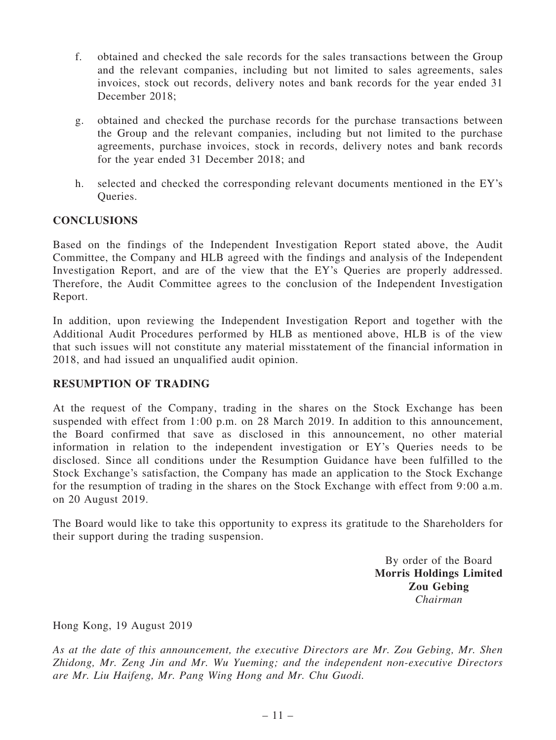f. obtained and checked the sale records for the sales transactions between the Group and the relevant companies, including but not limited to sales agreements, sales invoices, stock out records, delivery notes and bank records for the year ended 31 December 2018;

g. obtained and checked the purchase records for the purchase transactions between the Group and the relevant companies, including but not limited to the purchase agreements, purchase invoices, stock in records, delivery notes and bank records for the year ended 31 December 2018; and

h. selected and checked the corresponding relevant documents mentioned in the EY's Queries.

**CONCLUSIONS**

Based on the findings of the Independent Investigation Report stated above, the Audit Committee, the Company and HLB agreed with the findings and analysis of the Independent Investigation Report, and are of the view that the EY's Queries are properly addressed. Therefore, the Audit Committee agrees to the conclusion of the Independent Investigation Report.

In addition, upon reviewing the Independent Investigation Report and together with the Additional Audit Procedures performed by HLB as mentioned above, HLB is of the view that such issues will not constitute any material misstatement of the financial information in 2018, and had issued an unqualified audit opinion.

**RESUMPTION OF TRADING**

At the request of the Company, trading in the shares on the Stock Exchange has been suspended with effect from 1:00 p.m. on 28 March 2019. In addition to this announcement, the Board confirmed that save as disclosed in this announcement, no other material information in relation to the independent investigation or EY's Queries needs to be disclosed. Since all conditions under the Resumption Guidance have been fulfilled to the Stock Exchange's satisfaction, the Company has made an application to the Stock Exchange for the resumption of trading in the shares on the Stock Exchange with effect from 9:00 a.m. on 20 August 2019.

The Board would like to take this opportunity to express its gratitude to the Shareholders for their support during the trading suspension.

By order of the Board
**Morris Holdings Limited**
**Zou Gebing**
*Chairman*

Hong Kong, 19 August 2019

*As at the date of this announcement, the executive Directors are Mr. Zou Gebing, Mr. Shen Zhidong, Mr. Zeng Jin and Mr. Wu Yueming; and the independent non-executive Directors are Mr. Liu Haifeng, Mr. Pang Wing Hong and Mr. Chu Guodi.*